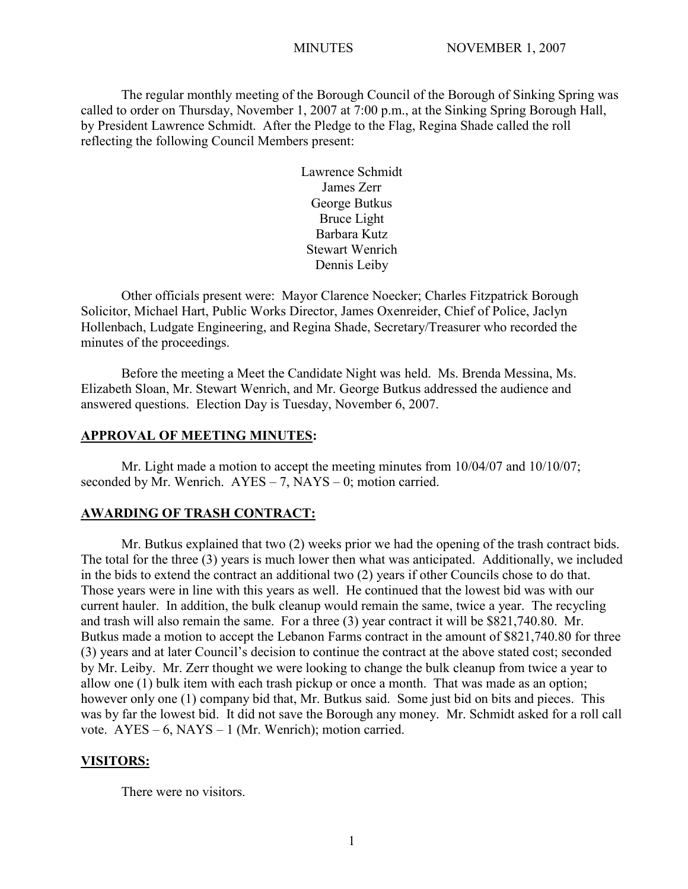MINUTES NOVEMBER 1, 2007

The regular monthly meeting of the Borough Council of the Borough of Sinking Spring was called to order on Thursday, November 1, 2007 at 7:00 p.m., at the Sinking Spring Borough Hall, by President Lawrence Schmidt. After the Pledge to the Flag, Regina Shade called the roll reflecting the following Council Members present:

Lawrence Schmidt
James Zerr
George Butkus
Bruce Light
Barbara Kutz
Stewart Wenrich
Dennis Leiby

Other officials present were: Mayor Clarence Noecker; Charles Fitzpatrick Borough Solicitor, Michael Hart, Public Works Director, James Oxenreider, Chief of Police, Jaclyn Hollenbach, Ludgate Engineering, and Regina Shade, Secretary/Treasurer who recorded the minutes of the proceedings.

Before the meeting a Meet the Candidate Night was held. Ms. Brenda Messina, Ms. Elizabeth Sloan, Mr. Stewart Wenrich, and Mr. George Butkus addressed the audience and answered questions. Election Day is Tuesday, November 6, 2007.

## APPROVAL OF MEETING MINUTES:

Mr. Light made a motion to accept the meeting minutes from 10/04/07 and 10/10/07; seconded by Mr. Wenrich. AYES – 7, NAYS – 0; motion carried.

## AWARDING OF TRASH CONTRACT:

Mr. Butkus explained that two (2) weeks prior we had the opening of the trash contract bids. The total for the three (3) years is much lower then what was anticipated. Additionally, we included in the bids to extend the contract an additional two (2) years if other Councils chose to do that. Those years were in line with this years as well. He continued that the lowest bid was with our current hauler. In addition, the bulk cleanup would remain the same, twice a year. The recycling and trash will also remain the same. For a three (3) year contract it will be $821,740.80. Mr. Butkus made a motion to accept the Lebanon Farms contract in the amount of $821,740.80 for three (3) years and at later Council's decision to continue the contract at the above stated cost; seconded by Mr. Leiby. Mr. Zerr thought we were looking to change the bulk cleanup from twice a year to allow one (1) bulk item with each trash pickup or once a month. That was made as an option; however only one (1) company bid that, Mr. Butkus said. Some just bid on bits and pieces. This was by far the lowest bid. It did not save the Borough any money. Mr. Schmidt asked for a roll call vote. AYES – 6, NAYS – 1 (Mr. Wenrich); motion carried.

## VISITORS:

There were no visitors.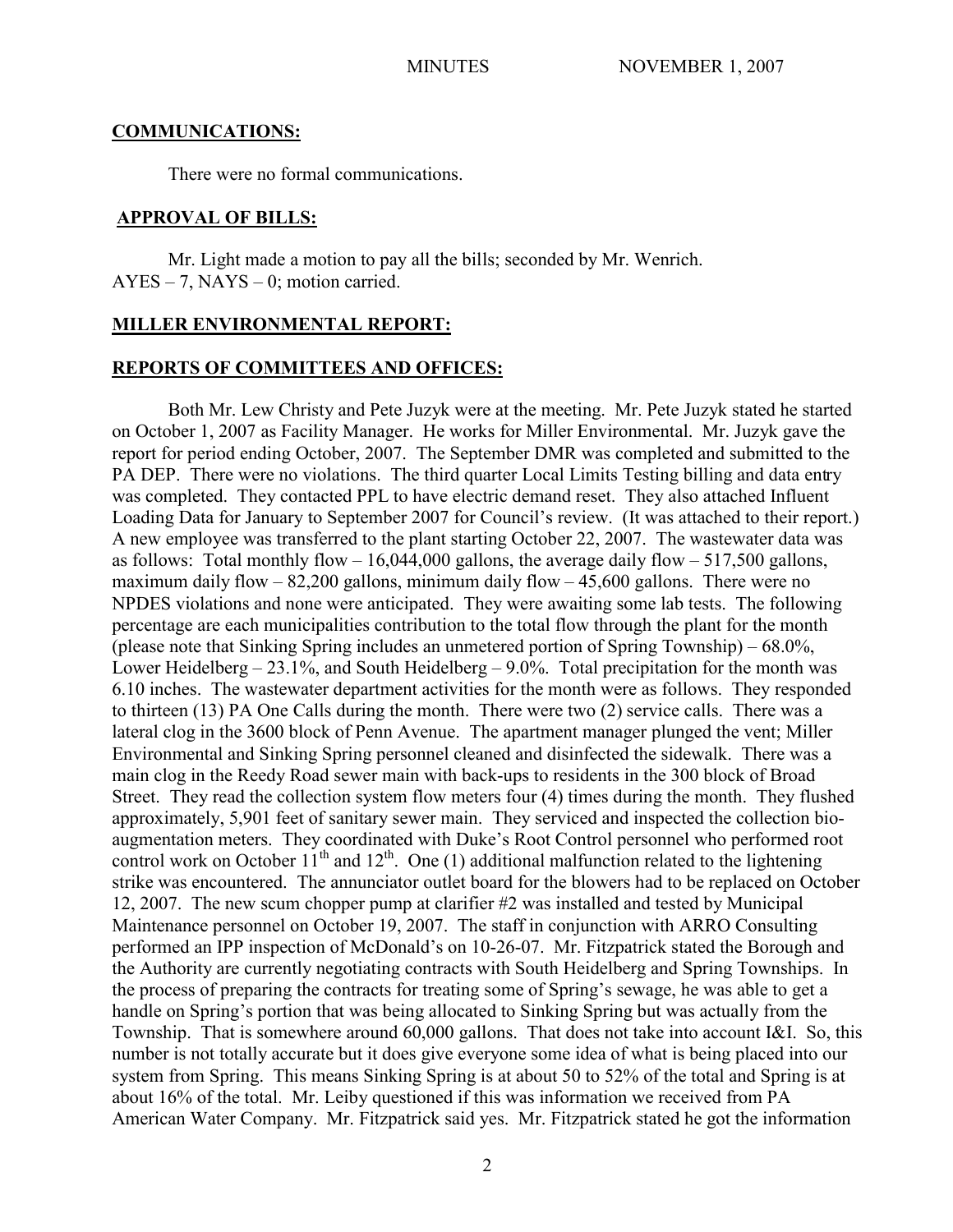## COMMUNICATIONS:

There were no formal communications.

## APPROVAL OF BILLS:

Mr. Light made a motion to pay all the bills; seconded by Mr. Wenrich.
AYES – 7, NAYS – 0; motion carried.

## MILLER ENVIRONMENTAL REPORT:

## REPORTS OF COMMITTEES AND OFFICES:

Both Mr. Lew Christy and Pete Juzyk were at the meeting. Mr. Pete Juzyk stated he started on October 1, 2007 as Facility Manager. He works for Miller Environmental. Mr. Juzyk gave the report for period ending October, 2007. The September DMR was completed and submitted to the PA DEP. There were no violations. The third quarter Local Limits Testing billing and data entry was completed. They contacted PPL to have electric demand reset. They also attached Influent Loading Data for January to September 2007 for Council's review. (It was attached to their report.) A new employee was transferred to the plant starting October 22, 2007. The wastewater data was as follows: Total monthly flow – 16,044,000 gallons, the average daily flow – 517,500 gallons, maximum daily flow – 82,200 gallons, minimum daily flow – 45,600 gallons. There were no NPDES violations and none were anticipated. They were awaiting some lab tests. The following percentage are each municipalities contribution to the total flow through the plant for the month (please note that Sinking Spring includes an unmetered portion of Spring Township) – 68.0%, Lower Heidelberg – 23.1%, and South Heidelberg – 9.0%. Total precipitation for the month was 6.10 inches. The wastewater department activities for the month were as follows. They responded to thirteen (13) PA One Calls during the month. There were two (2) service calls. There was a lateral clog in the 3600 block of Penn Avenue. The apartment manager plunged the vent; Miller Environmental and Sinking Spring personnel cleaned and disinfected the sidewalk. There was a main clog in the Reedy Road sewer main with back-ups to residents in the 300 block of Broad Street. They read the collection system flow meters four (4) times during the month. They flushed approximately, 5,901 feet of sanitary sewer main. They serviced and inspected the collection bio-augmentation meters. They coordinated with Duke's Root Control personnel who performed root control work on October 11th and 12th. One (1) additional malfunction related to the lightening strike was encountered. The annunciator outlet board for the blowers had to be replaced on October 12, 2007. The new scum chopper pump at clarifier #2 was installed and tested by Municipal Maintenance personnel on October 19, 2007. The staff in conjunction with ARRO Consulting performed an IPP inspection of McDonald's on 10-26-07. Mr. Fitzpatrick stated the Borough and the Authority are currently negotiating contracts with South Heidelberg and Spring Townships. In the process of preparing the contracts for treating some of Spring's sewage, he was able to get a handle on Spring's portion that was being allocated to Sinking Spring but was actually from the Township. That is somewhere around 60,000 gallons. That does not take into account I&I. So, this number is not totally accurate but it does give everyone some idea of what is being placed into our system from Spring. This means Sinking Spring is at about 50 to 52% of the total and Spring is at about 16% of the total. Mr. Leiby questioned if this was information we received from PA American Water Company. Mr. Fitzpatrick said yes. Mr. Fitzpatrick stated he got the information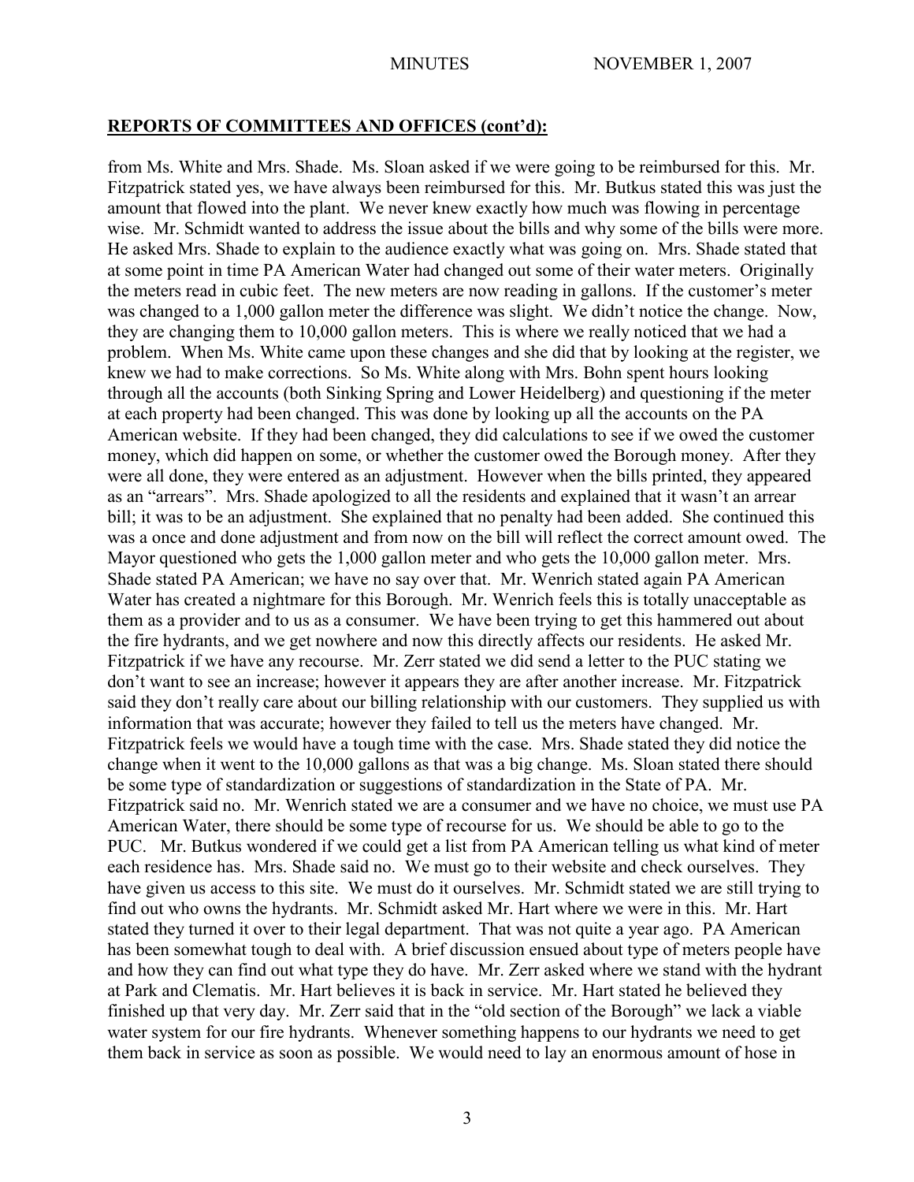## REPORTS OF COMMITTEES AND OFFICES (cont'd):

from Ms. White and Mrs. Shade. Ms. Sloan asked if we were going to be reimbursed for this. Mr. Fitzpatrick stated yes, we have always been reimbursed for this. Mr. Butkus stated this was just the amount that flowed into the plant. We never knew exactly how much was flowing in percentage wise. Mr. Schmidt wanted to address the issue about the bills and why some of the bills were more. He asked Mrs. Shade to explain to the audience exactly what was going on. Mrs. Shade stated that at some point in time PA American Water had changed out some of their water meters. Originally the meters read in cubic feet. The new meters are now reading in gallons. If the customer's meter was changed to a 1,000 gallon meter the difference was slight. We didn't notice the change. Now, they are changing them to 10,000 gallon meters. This is where we really noticed that we had a problem. When Ms. White came upon these changes and she did that by looking at the register, we knew we had to make corrections. So Ms. White along with Mrs. Bohn spent hours looking through all the accounts (both Sinking Spring and Lower Heidelberg) and questioning if the meter at each property had been changed. This was done by looking up all the accounts on the PA American website. If they had been changed, they did calculations to see if we owed the customer money, which did happen on some, or whether the customer owed the Borough money. After they were all done, they were entered as an adjustment. However when the bills printed, they appeared as an "arrears". Mrs. Shade apologized to all the residents and explained that it wasn't an arrear bill; it was to be an adjustment. She explained that no penalty had been added. She continued this was a once and done adjustment and from now on the bill will reflect the correct amount owed. The Mayor questioned who gets the 1,000 gallon meter and who gets the 10,000 gallon meter. Mrs. Shade stated PA American; we have no say over that. Mr. Wenrich stated again PA American Water has created a nightmare for this Borough. Mr. Wenrich feels this is totally unacceptable as them as a provider and to us as a consumer. We have been trying to get this hammered out about the fire hydrants, and we get nowhere and now this directly affects our residents. He asked Mr. Fitzpatrick if we have any recourse. Mr. Zerr stated we did send a letter to the PUC stating we don't want to see an increase; however it appears they are after another increase. Mr. Fitzpatrick said they don't really care about our billing relationship with our customers. They supplied us with information that was accurate; however they failed to tell us the meters have changed. Mr. Fitzpatrick feels we would have a tough time with the case. Mrs. Shade stated they did notice the change when it went to the 10,000 gallons as that was a big change. Ms. Sloan stated there should be some type of standardization or suggestions of standardization in the State of PA. Mr. Fitzpatrick said no. Mr. Wenrich stated we are a consumer and we have no choice, we must use PA American Water, there should be some type of recourse for us. We should be able to go to the PUC. Mr. Butkus wondered if we could get a list from PA American telling us what kind of meter each residence has. Mrs. Shade said no. We must go to their website and check ourselves. They have given us access to this site. We must do it ourselves. Mr. Schmidt stated we are still trying to find out who owns the hydrants. Mr. Schmidt asked Mr. Hart where we were in this. Mr. Hart stated they turned it over to their legal department. That was not quite a year ago. PA American has been somewhat tough to deal with. A brief discussion ensued about type of meters people have and how they can find out what type they do have. Mr. Zerr asked where we stand with the hydrant at Park and Clematis. Mr. Hart believes it is back in service. Mr. Hart stated he believed they finished up that very day. Mr. Zerr said that in the "old section of the Borough" we lack a viable water system for our fire hydrants. Whenever something happens to our hydrants we need to get them back in service as soon as possible. We would need to lay an enormous amount of hose in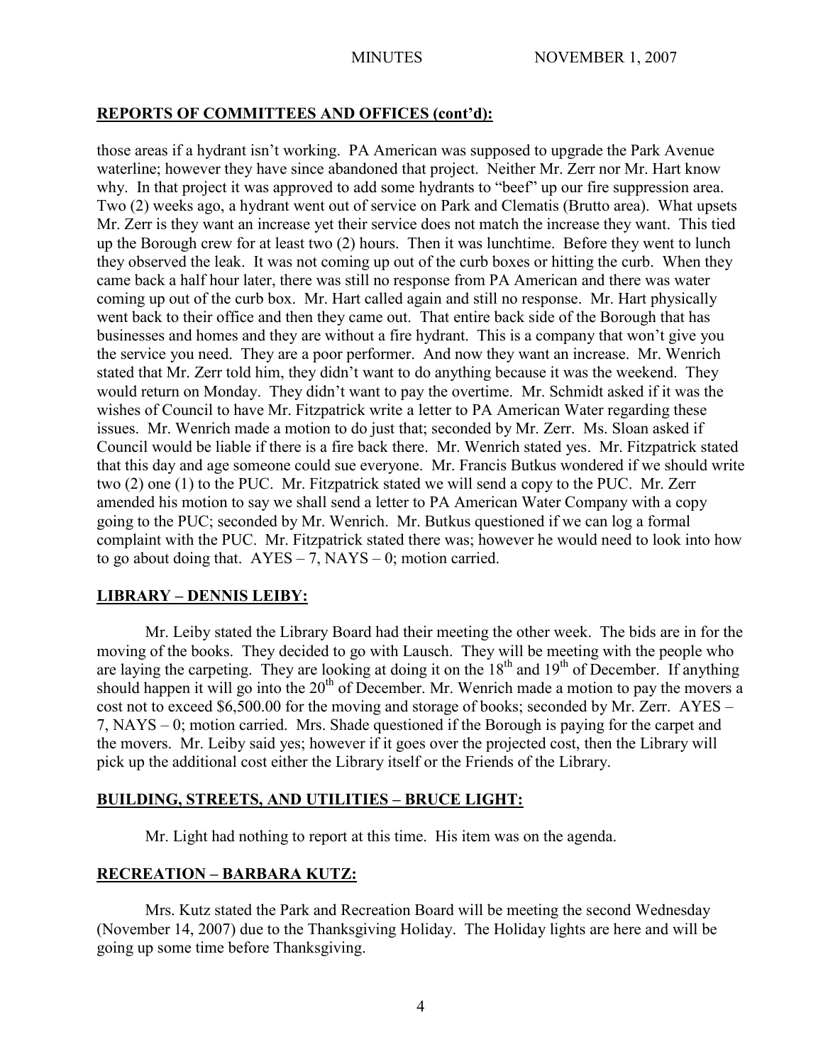## REPORTS OF COMMITTEES AND OFFICES (cont'd):

those areas if a hydrant isn't working. PA American was supposed to upgrade the Park Avenue waterline; however they have since abandoned that project. Neither Mr. Zerr nor Mr. Hart know why. In that project it was approved to add some hydrants to "beef" up our fire suppression area. Two (2) weeks ago, a hydrant went out of service on Park and Clematis (Brutto area). What upsets Mr. Zerr is they want an increase yet their service does not match the increase they want. This tied up the Borough crew for at least two (2) hours. Then it was lunchtime. Before they went to lunch they observed the leak. It was not coming up out of the curb boxes or hitting the curb. When they came back a half hour later, there was still no response from PA American and there was water coming up out of the curb box. Mr. Hart called again and still no response. Mr. Hart physically went back to their office and then they came out. That entire back side of the Borough that has businesses and homes and they are without a fire hydrant. This is a company that won't give you the service you need. They are a poor performer. And now they want an increase. Mr. Wenrich stated that Mr. Zerr told him, they didn't want to do anything because it was the weekend. They would return on Monday. They didn't want to pay the overtime. Mr. Schmidt asked if it was the wishes of Council to have Mr. Fitzpatrick write a letter to PA American Water regarding these issues. Mr. Wenrich made a motion to do just that; seconded by Mr. Zerr. Ms. Sloan asked if Council would be liable if there is a fire back there. Mr. Wenrich stated yes. Mr. Fitzpatrick stated that this day and age someone could sue everyone. Mr. Francis Butkus wondered if we should write two (2) one (1) to the PUC. Mr. Fitzpatrick stated we will send a copy to the PUC. Mr. Zerr amended his motion to say we shall send a letter to PA American Water Company with a copy going to the PUC; seconded by Mr. Wenrich. Mr. Butkus questioned if we can log a formal complaint with the PUC. Mr. Fitzpatrick stated there was; however he would need to look into how to go about doing that. AYES – 7, NAYS – 0; motion carried.

## LIBRARY – DENNIS LEIBY:

Mr. Leiby stated the Library Board had their meeting the other week. The bids are in for the moving of the books. They decided to go with Lausch. They will be meeting with the people who are laying the carpeting. They are looking at doing it on the 18th and 19th of December. If anything should happen it will go into the 20th of December. Mr. Wenrich made a motion to pay the movers a cost not to exceed $6,500.00 for the moving and storage of books; seconded by Mr. Zerr. AYES – 7, NAYS – 0; motion carried. Mrs. Shade questioned if the Borough is paying for the carpet and the movers. Mr. Leiby said yes; however if it goes over the projected cost, then the Library will pick up the additional cost either the Library itself or the Friends of the Library.

## BUILDING, STREETS, AND UTILITIES – BRUCE LIGHT:

Mr. Light had nothing to report at this time. His item was on the agenda.

## RECREATION – BARBARA KUTZ:

Mrs. Kutz stated the Park and Recreation Board will be meeting the second Wednesday (November 14, 2007) due to the Thanksgiving Holiday. The Holiday lights are here and will be going up some time before Thanksgiving.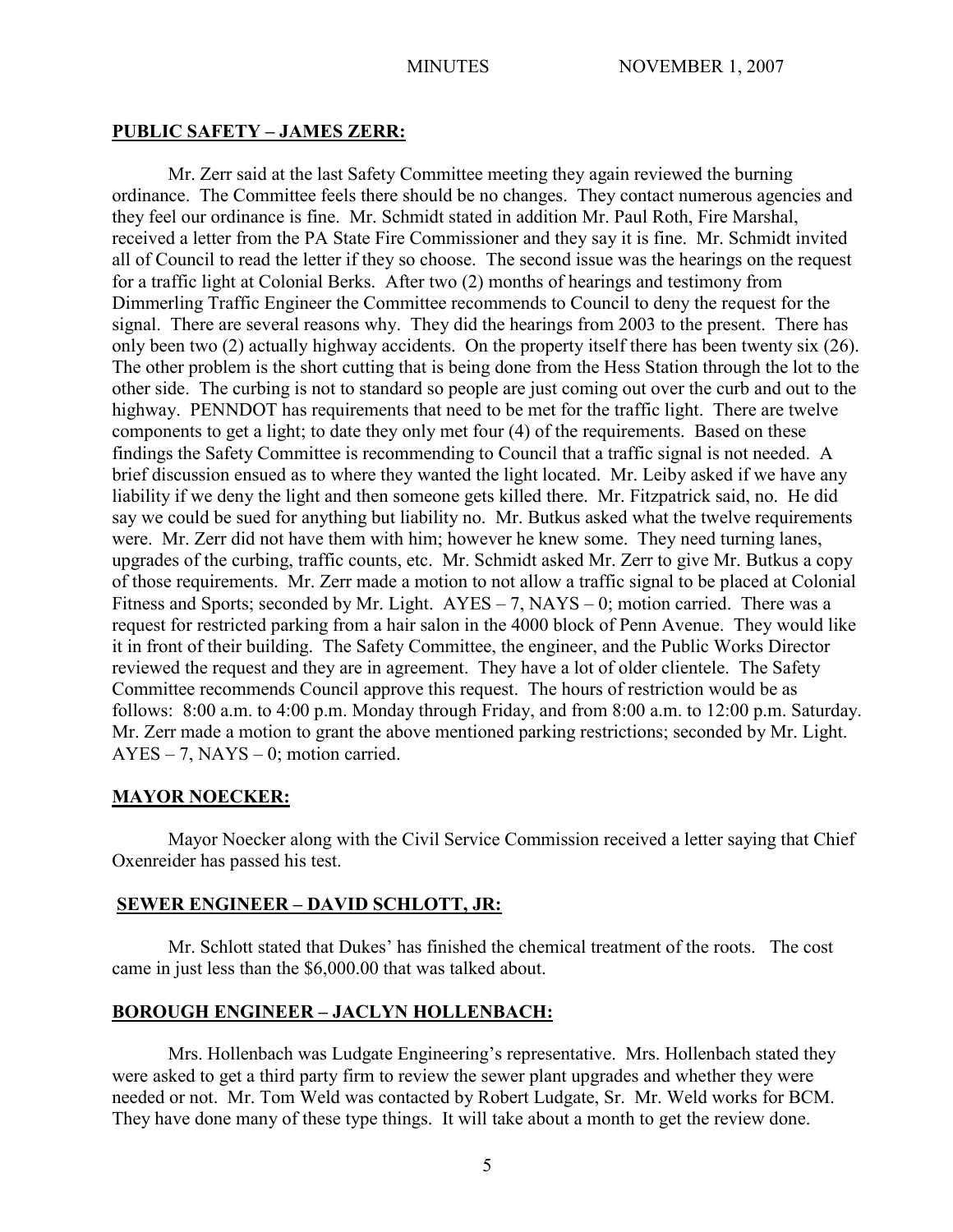## PUBLIC SAFETY – JAMES ZERR:

Mr. Zerr said at the last Safety Committee meeting they again reviewed the burning ordinance. The Committee feels there should be no changes. They contact numerous agencies and they feel our ordinance is fine. Mr. Schmidt stated in addition Mr. Paul Roth, Fire Marshal, received a letter from the PA State Fire Commissioner and they say it is fine. Mr. Schmidt invited all of Council to read the letter if they so choose. The second issue was the hearings on the request for a traffic light at Colonial Berks. After two (2) months of hearings and testimony from Dimmerling Traffic Engineer the Committee recommends to Council to deny the request for the signal. There are several reasons why. They did the hearings from 2003 to the present. There has only been two (2) actually highway accidents. On the property itself there has been twenty six (26). The other problem is the short cutting that is being done from the Hess Station through the lot to the other side. The curbing is not to standard so people are just coming out over the curb and out to the highway. PENNDOT has requirements that need to be met for the traffic light. There are twelve components to get a light; to date they only met four (4) of the requirements. Based on these findings the Safety Committee is recommending to Council that a traffic signal is not needed. A brief discussion ensued as to where they wanted the light located. Mr. Leiby asked if we have any liability if we deny the light and then someone gets killed there. Mr. Fitzpatrick said, no. He did say we could be sued for anything but liability no. Mr. Butkus asked what the twelve requirements were. Mr. Zerr did not have them with him; however he knew some. They need turning lanes, upgrades of the curbing, traffic counts, etc. Mr. Schmidt asked Mr. Zerr to give Mr. Butkus a copy of those requirements. Mr. Zerr made a motion to not allow a traffic signal to be placed at Colonial Fitness and Sports; seconded by Mr. Light. AYES – 7, NAYS – 0; motion carried. There was a request for restricted parking from a hair salon in the 4000 block of Penn Avenue. They would like it in front of their building. The Safety Committee, the engineer, and the Public Works Director reviewed the request and they are in agreement. They have a lot of older clientele. The Safety Committee recommends Council approve this request. The hours of restriction would be as follows: 8:00 a.m. to 4:00 p.m. Monday through Friday, and from 8:00 a.m. to 12:00 p.m. Saturday. Mr. Zerr made a motion to grant the above mentioned parking restrictions; seconded by Mr. Light. AYES – 7, NAYS – 0; motion carried.

## MAYOR NOECKER:

Mayor Noecker along with the Civil Service Commission received a letter saying that Chief Oxenreider has passed his test.

## SEWER ENGINEER – DAVID SCHLOTT, JR:

Mr. Schlott stated that Dukes' has finished the chemical treatment of the roots. The cost came in just less than the $6,000.00 that was talked about.

## BOROUGH ENGINEER – JACLYN HOLLENBACH:

Mrs. Hollenbach was Ludgate Engineering's representative. Mrs. Hollenbach stated they were asked to get a third party firm to review the sewer plant upgrades and whether they were needed or not. Mr. Tom Weld was contacted by Robert Ludgate, Sr. Mr. Weld works for BCM. They have done many of these type things. It will take about a month to get the review done.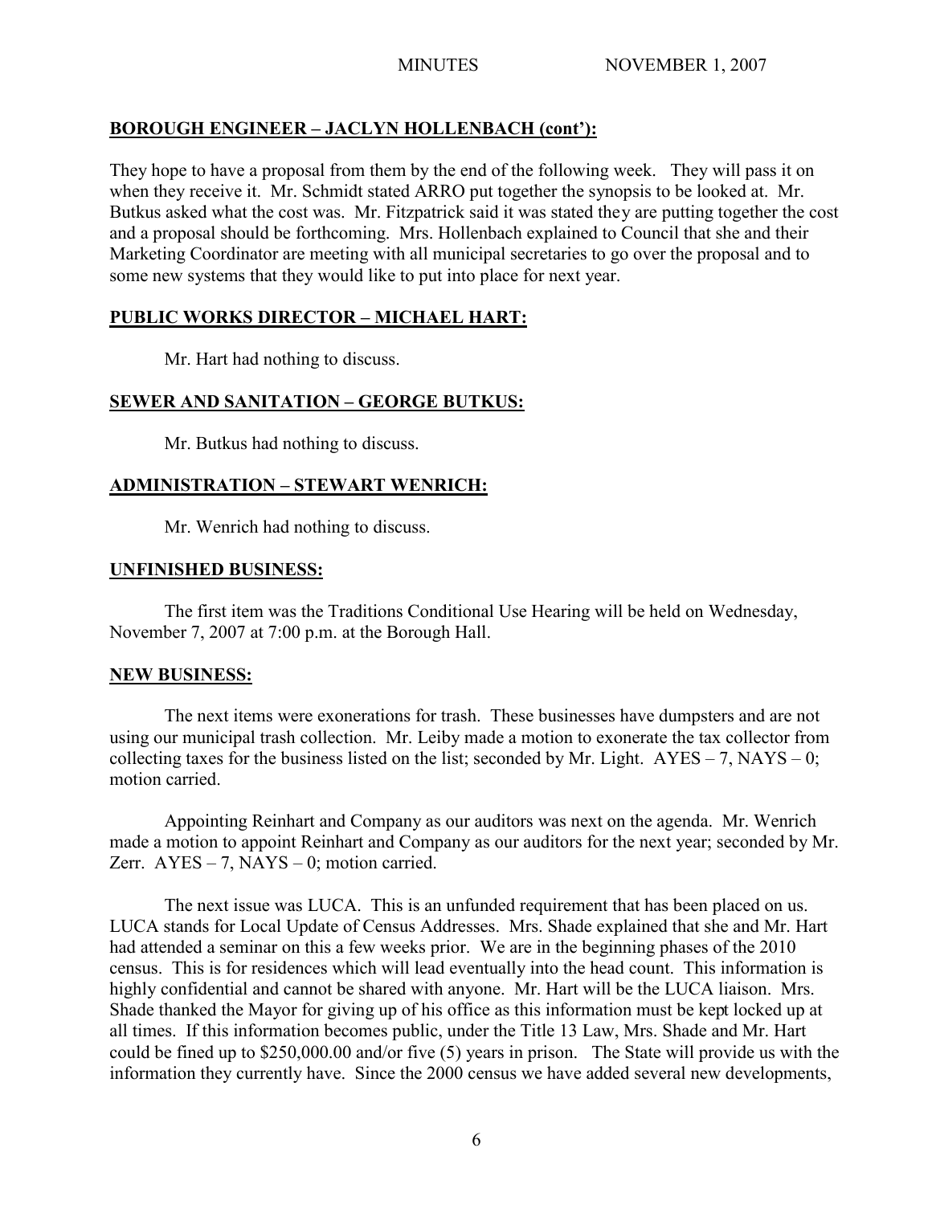## BOROUGH ENGINEER – JACLYN HOLLENBACH (cont'):

They hope to have a proposal from them by the end of the following week. They will pass it on when they receive it. Mr. Schmidt stated ARRO put together the synopsis to be looked at. Mr. Butkus asked what the cost was. Mr. Fitzpatrick said it was stated they are putting together the cost and a proposal should be forthcoming. Mrs. Hollenbach explained to Council that she and their Marketing Coordinator are meeting with all municipal secretaries to go over the proposal and to some new systems that they would like to put into place for next year.

## PUBLIC WORKS DIRECTOR – MICHAEL HART:

Mr. Hart had nothing to discuss.

## SEWER AND SANITATION – GEORGE BUTKUS:

Mr. Butkus had nothing to discuss.

## ADMINISTRATION – STEWART WENRICH:

Mr. Wenrich had nothing to discuss.

## UNFINISHED BUSINESS:

The first item was the Traditions Conditional Use Hearing will be held on Wednesday, November 7, 2007 at 7:00 p.m. at the Borough Hall.

## NEW BUSINESS:

The next items were exonerations for trash. These businesses have dumpsters and are not using our municipal trash collection. Mr. Leiby made a motion to exonerate the tax collector from collecting taxes for the business listed on the list; seconded by Mr. Light. AYES – 7, NAYS – 0; motion carried.

Appointing Reinhart and Company as our auditors was next on the agenda. Mr. Wenrich made a motion to appoint Reinhart and Company as our auditors for the next year; seconded by Mr. Zerr. AYES – 7, NAYS – 0; motion carried.

The next issue was LUCA. This is an unfunded requirement that has been placed on us. LUCA stands for Local Update of Census Addresses. Mrs. Shade explained that she and Mr. Hart had attended a seminar on this a few weeks prior. We are in the beginning phases of the 2010 census. This is for residences which will lead eventually into the head count. This information is highly confidential and cannot be shared with anyone. Mr. Hart will be the LUCA liaison. Mrs. Shade thanked the Mayor for giving up of his office as this information must be kept locked up at all times. If this information becomes public, under the Title 13 Law, Mrs. Shade and Mr. Hart could be fined up to $250,000.00 and/or five (5) years in prison. The State will provide us with the information they currently have. Since the 2000 census we have added several new developments,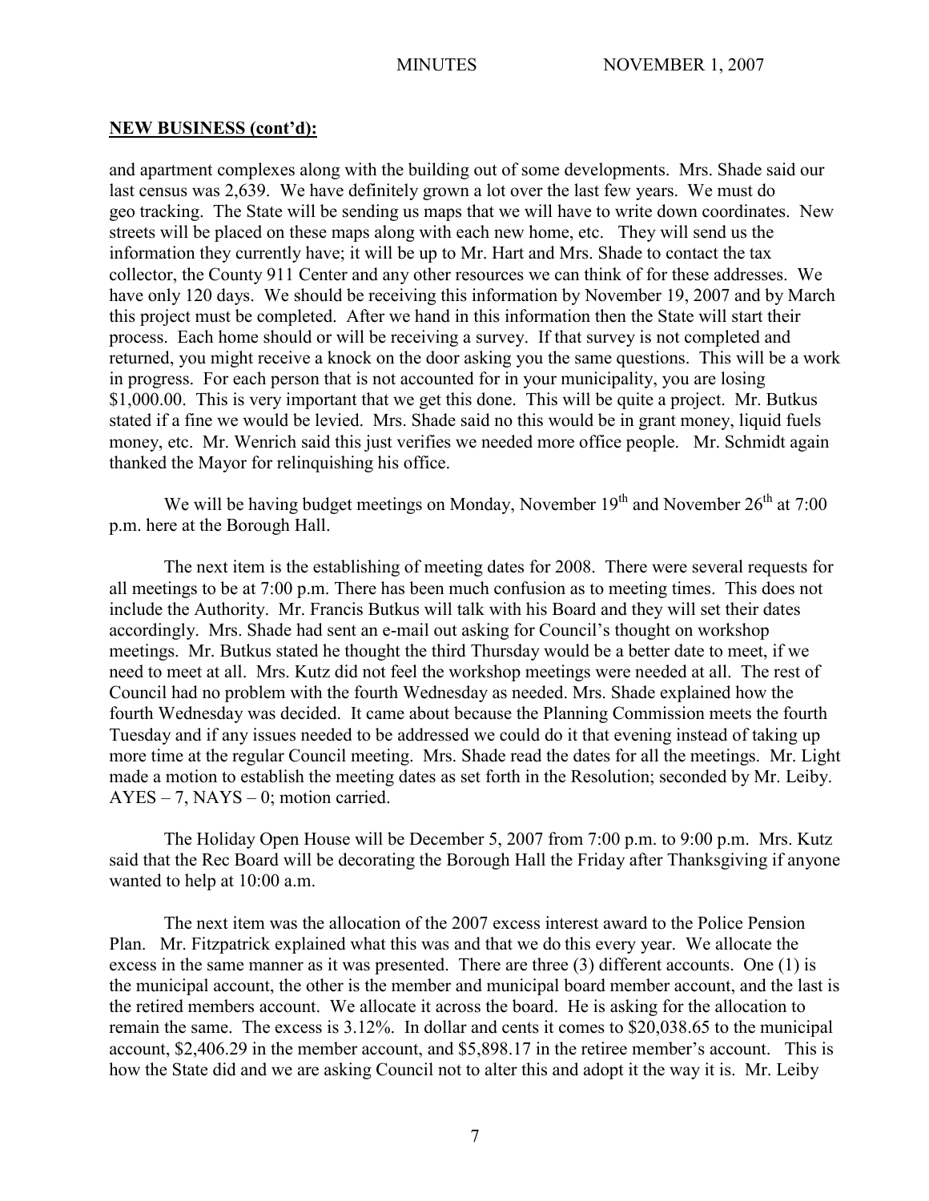**NEW BUSINESS (cont'd):**

and apartment complexes along with the building out of some developments. Mrs. Shade said our last census was 2,639. We have definitely grown a lot over the last few years. We must do geo tracking. The State will be sending us maps that we will have to write down coordinates. New streets will be placed on these maps along with each new home, etc. They will send us the information they currently have; it will be up to Mr. Hart and Mrs. Shade to contact the tax collector, the County 911 Center and any other resources we can think of for these addresses. We have only 120 days. We should be receiving this information by November 19, 2007 and by March this project must be completed. After we hand in this information then the State will start their process. Each home should or will be receiving a survey. If that survey is not completed and returned, you might receive a knock on the door asking you the same questions. This will be a work in progress. For each person that is not accounted for in your municipality, you are losing $1,000.00. This is very important that we get this done. This will be quite a project. Mr. Butkus stated if a fine we would be levied. Mrs. Shade said no this would be in grant money, liquid fuels money, etc. Mr. Wenrich said this just verifies we needed more office people. Mr. Schmidt again thanked the Mayor for relinquishing his office.

We will be having budget meetings on Monday, November 19th and November 26th at 7:00 p.m. here at the Borough Hall.

The next item is the establishing of meeting dates for 2008. There were several requests for all meetings to be at 7:00 p.m. There has been much confusion as to meeting times. This does not include the Authority. Mr. Francis Butkus will talk with his Board and they will set their dates accordingly. Mrs. Shade had sent an e-mail out asking for Council's thought on workshop meetings. Mr. Butkus stated he thought the third Thursday would be a better date to meet, if we need to meet at all. Mrs. Kutz did not feel the workshop meetings were needed at all. The rest of Council had no problem with the fourth Wednesday as needed. Mrs. Shade explained how the fourth Wednesday was decided. It came about because the Planning Commission meets the fourth Tuesday and if any issues needed to be addressed we could do it that evening instead of taking up more time at the regular Council meeting. Mrs. Shade read the dates for all the meetings. Mr. Light made a motion to establish the meeting dates as set forth in the Resolution; seconded by Mr. Leiby. AYES – 7, NAYS – 0; motion carried.

The Holiday Open House will be December 5, 2007 from 7:00 p.m. to 9:00 p.m. Mrs. Kutz said that the Rec Board will be decorating the Borough Hall the Friday after Thanksgiving if anyone wanted to help at 10:00 a.m.

The next item was the allocation of the 2007 excess interest award to the Police Pension Plan. Mr. Fitzpatrick explained what this was and that we do this every year. We allocate the excess in the same manner as it was presented. There are three (3) different accounts. One (1) is the municipal account, the other is the member and municipal board member account, and the last is the retired members account. We allocate it across the board. He is asking for the allocation to remain the same. The excess is 3.12%. In dollar and cents it comes to $20,038.65 to the municipal account, $2,406.29 in the member account, and $5,898.17 in the retiree member's account. This is how the State did and we are asking Council not to alter this and adopt it the way it is. Mr. Leiby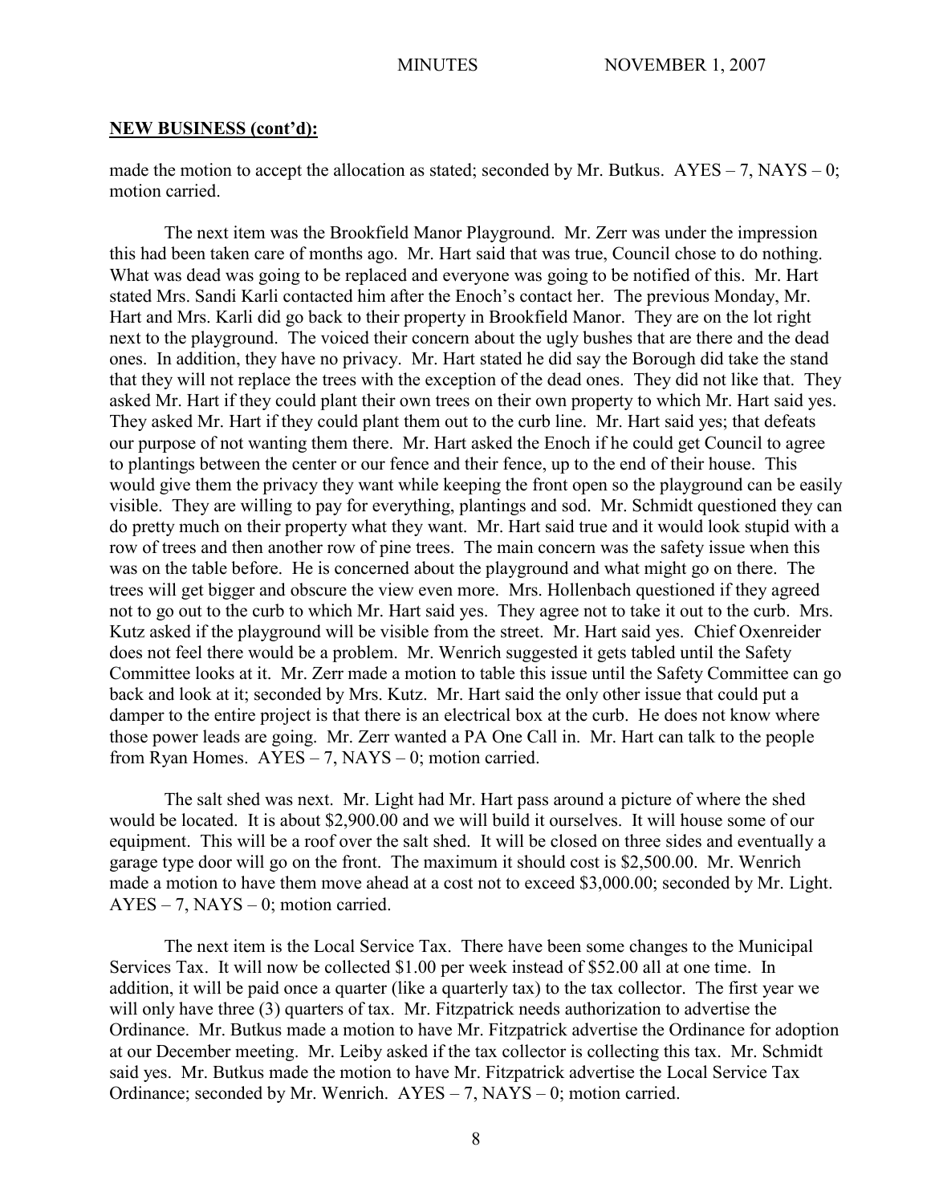**NEW BUSINESS (cont'd):**

made the motion to accept the allocation as stated; seconded by Mr. Butkus. AYES – 7, NAYS – 0; motion carried.

The next item was the Brookfield Manor Playground. Mr. Zerr was under the impression this had been taken care of months ago. Mr. Hart said that was true, Council chose to do nothing. What was dead was going to be replaced and everyone was going to be notified of this. Mr. Hart stated Mrs. Sandi Karli contacted him after the Enoch's contact her. The previous Monday, Mr. Hart and Mrs. Karli did go back to their property in Brookfield Manor. They are on the lot right next to the playground. The voiced their concern about the ugly bushes that are there and the dead ones. In addition, they have no privacy. Mr. Hart stated he did say the Borough did take the stand that they will not replace the trees with the exception of the dead ones. They did not like that. They asked Mr. Hart if they could plant their own trees on their own property to which Mr. Hart said yes. They asked Mr. Hart if they could plant them out to the curb line. Mr. Hart said yes; that defeats our purpose of not wanting them there. Mr. Hart asked the Enoch if he could get Council to agree to plantings between the center or our fence and their fence, up to the end of their house. This would give them the privacy they want while keeping the front open so the playground can be easily visible. They are willing to pay for everything, plantings and sod. Mr. Schmidt questioned they can do pretty much on their property what they want. Mr. Hart said true and it would look stupid with a row of trees and then another row of pine trees. The main concern was the safety issue when this was on the table before. He is concerned about the playground and what might go on there. The trees will get bigger and obscure the view even more. Mrs. Hollenbach questioned if they agreed not to go out to the curb to which Mr. Hart said yes. They agree not to take it out to the curb. Mrs. Kutz asked if the playground will be visible from the street. Mr. Hart said yes. Chief Oxenreider does not feel there would be a problem. Mr. Wenrich suggested it gets tabled until the Safety Committee looks at it. Mr. Zerr made a motion to table this issue until the Safety Committee can go back and look at it; seconded by Mrs. Kutz. Mr. Hart said the only other issue that could put a damper to the entire project is that there is an electrical box at the curb. He does not know where those power leads are going. Mr. Zerr wanted a PA One Call in. Mr. Hart can talk to the people from Ryan Homes. AYES – 7, NAYS – 0; motion carried.

The salt shed was next. Mr. Light had Mr. Hart pass around a picture of where the shed would be located. It is about $2,900.00 and we will build it ourselves. It will house some of our equipment. This will be a roof over the salt shed. It will be closed on three sides and eventually a garage type door will go on the front. The maximum it should cost is $2,500.00. Mr. Wenrich made a motion to have them move ahead at a cost not to exceed $3,000.00; seconded by Mr. Light. AYES – 7, NAYS – 0; motion carried.

The next item is the Local Service Tax. There have been some changes to the Municipal Services Tax. It will now be collected $1.00 per week instead of $52.00 all at one time. In addition, it will be paid once a quarter (like a quarterly tax) to the tax collector. The first year we will only have three (3) quarters of tax. Mr. Fitzpatrick needs authorization to advertise the Ordinance. Mr. Butkus made a motion to have Mr. Fitzpatrick advertise the Ordinance for adoption at our December meeting. Mr. Leiby asked if the tax collector is collecting this tax. Mr. Schmidt said yes. Mr. Butkus made the motion to have Mr. Fitzpatrick advertise the Local Service Tax Ordinance; seconded by Mr. Wenrich. AYES – 7, NAYS – 0; motion carried.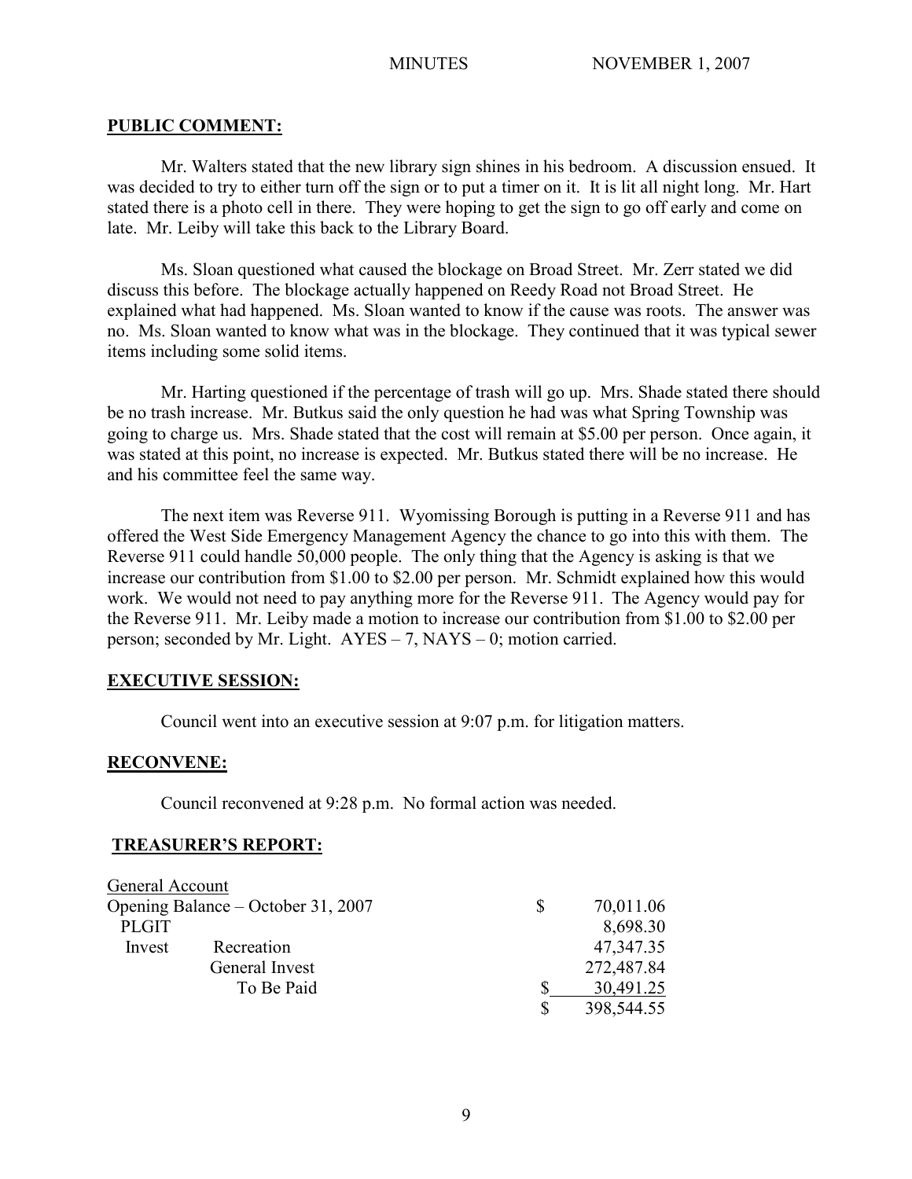## PUBLIC COMMENT:

Mr. Walters stated that the new library sign shines in his bedroom. A discussion ensued. It was decided to try to either turn off the sign or to put a timer on it. It is lit all night long. Mr. Hart stated there is a photo cell in there. They were hoping to get the sign to go off early and come on late. Mr. Leiby will take this back to the Library Board.

Ms. Sloan questioned what caused the blockage on Broad Street. Mr. Zerr stated we did discuss this before. The blockage actually happened on Reedy Road not Broad Street. He explained what had happened. Ms. Sloan wanted to know if the cause was roots. The answer was no. Ms. Sloan wanted to know what was in the blockage. They continued that it was typical sewer items including some solid items.

Mr. Harting questioned if the percentage of trash will go up. Mrs. Shade stated there should be no trash increase. Mr. Butkus said the only question he had was what Spring Township was going to charge us. Mrs. Shade stated that the cost will remain at $5.00 per person. Once again, it was stated at this point, no increase is expected. Mr. Butkus stated there will be no increase. He and his committee feel the same way.

The next item was Reverse 911. Wyomissing Borough is putting in a Reverse 911 and has offered the West Side Emergency Management Agency the chance to go into this with them. The Reverse 911 could handle 50,000 people. The only thing that the Agency is asking is that we increase our contribution from $1.00 to $2.00 per person. Mr. Schmidt explained how this would work. We would not need to pay anything more for the Reverse 911. The Agency would pay for the Reverse 911. Mr. Leiby made a motion to increase our contribution from $1.00 to $2.00 per person; seconded by Mr. Light. AYES – 7, NAYS – 0; motion carried.

## EXECUTIVE SESSION:

Council went into an executive session at 9:07 p.m. for litigation matters.

## RECONVENE:

Council reconvened at 9:28 p.m. No formal action was needed.

## TREASURER'S REPORT:

| General Account | | |
|---|---|---|
| Opening Balance – October 31, 2007 | | $ 70,011.06 |
| PLGIT | | 8,698.30 |
| Invest | Recreation | 47,347.35 |
| | General Invest | 272,487.84 |
| | To Be Paid | $ 30,491.25 |
| | | $ 398,544.55 |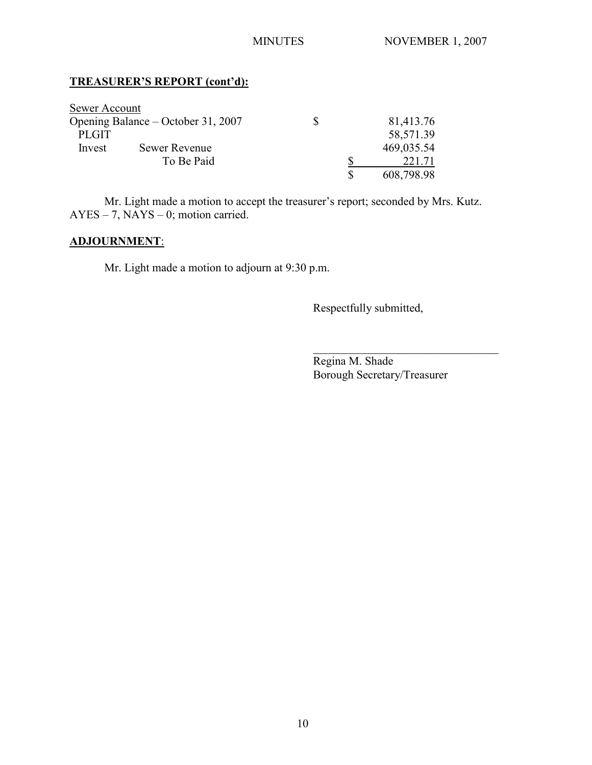**TREASURER'S REPORT (cont'd):**

| | | | |
|---|---|---|---|
| Sewer Account | | | |
| Opening Balance – October 31, 2007 | | $ | 81,413.76 |
| PLGIT | | | 58,571.39 |
| Invest | Sewer Revenue | | 469,035.54 |
| | To Be Paid | $ | 221.71 |
| | | $ | 608,798.98 |

Mr. Light made a motion to accept the treasurer's report; seconded by Mrs. Kutz. AYES – 7, NAYS – 0; motion carried.

**ADJOURNMENT**:

Mr. Light made a motion to adjourn at 9:30 p.m.

Respectfully submitted,

Regina M. Shade
Borough Secretary/Treasurer